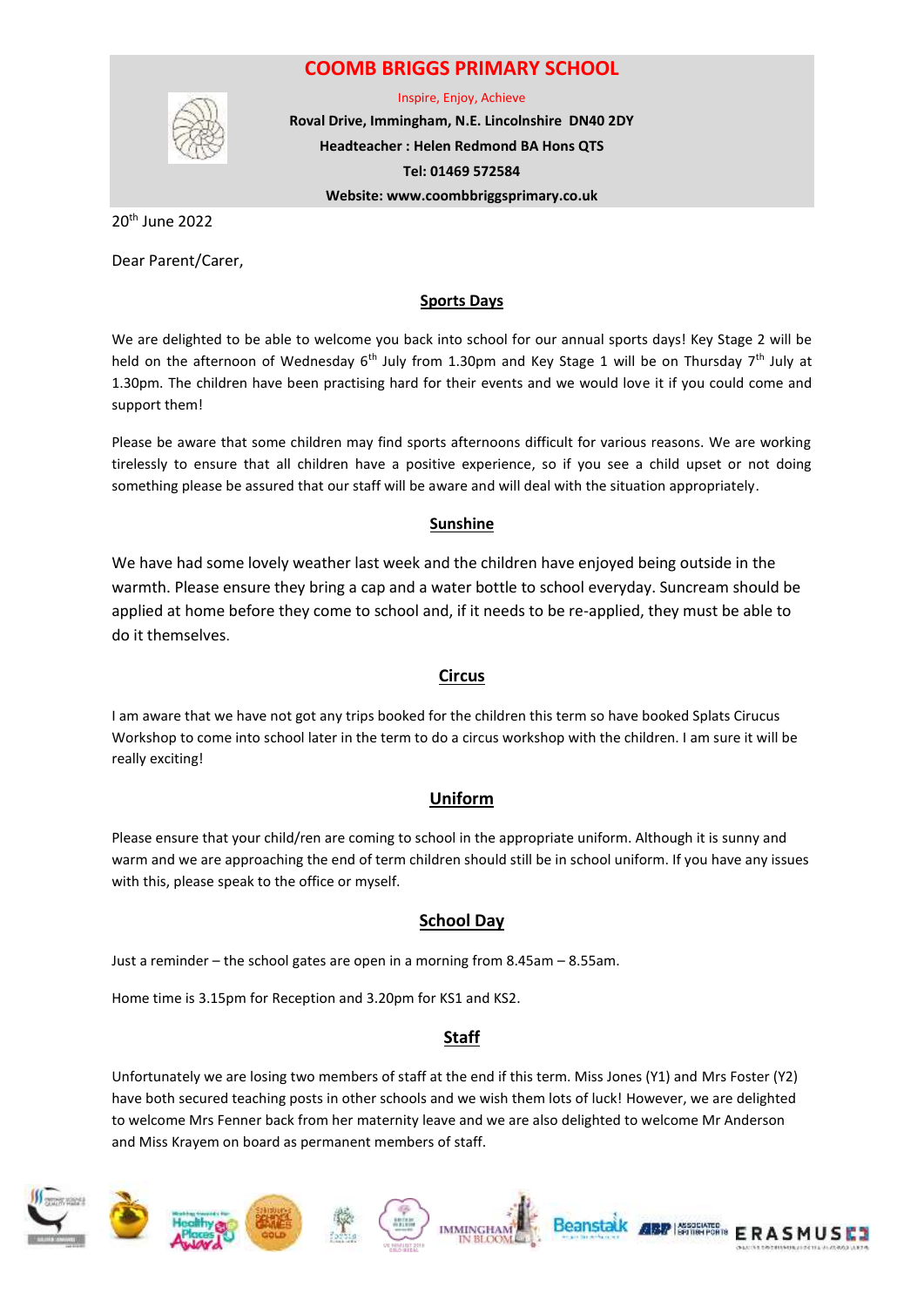# COOMB BRIGGS PRIMARY SCHOOL

Inspire, Enjoy, Achieve

**Roval Drive, Immingham, N.E. Lincolnshire DN40 2DY**

**Headteacher : Helen Redmond BA Hons QTS**

**Tel: 01469 572584**

**Website: www.coombbriggsprimary.co.uk**

20th June 2022

Dear Parent/Carer,

## Sports Days

We are delighted to be able to welcome you back into school for our annual sports days! Key Stage 2 will be held on the afternoon of Wednesday 6th July from 1.30pm and Key Stage 1 will be on Thursday 7th July at 1.30pm. The children have been practising hard for their events and we would love it if you could come and support them!

Please be aware that some children may find sports afternoons difficult for various reasons. We are working tirelessly to ensure that all children have a positive experience, so if you see a child upset or not doing something please be assured that our staff will be aware and will deal with the situation appropriately.

## Sunshine

We have had some lovely weather last week and the children have enjoyed being outside in the warmth. Please ensure they bring a cap and a water bottle to school everyday. Suncream should be applied at home before they come to school and, if it needs to be re-applied, they must be able to do it themselves.

## Circus

I am aware that we have not got any trips booked for the children this term so have booked Splats Cirucus Workshop to come into school later in the term to do a circus workshop with the children. I am sure it will be really exciting!

## Uniform

Please ensure that your child/ren are coming to school in the appropriate uniform. Although it is sunny and warm and we are approaching the end of term children should still be in school uniform. If you have any issues with this, please speak to the office or myself.

## School Day

Just a reminder – the school gates are open in a morning from 8.45am – 8.55am.

Home time is 3.15pm for Reception and 3.20pm for KS1 and KS2.

## Staff

Unfortunately we are losing two members of staff at the end if this term. Miss Jones (Y1) and Mrs Foster (Y2) have both secured teaching posts in other schools and we wish them lots of luck! However, we are delighted to welcome Mrs Fenner back from her maternity leave and we are also delighted to welcome Mr Anderson and Miss Krayem on board as permanent members of staff.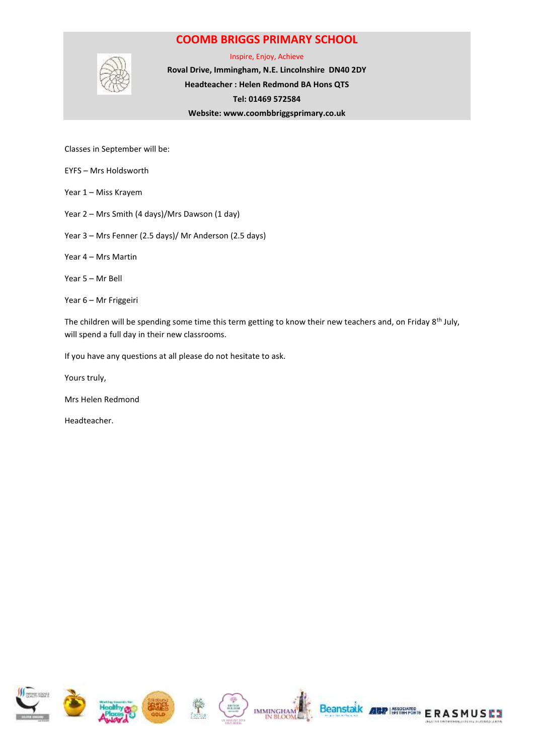# COOMB BRIGGS PRIMARY SCHOOL

Inspire, Enjoy, Achieve

**Roval Drive, Immingham, N.E. Lincolnshire DN40 2DY**

**Headteacher : Helen Redmond BA Hons QTS**

**Tel: 01469 572584**

**Website: www.coombbriggsprimary.co.uk**

Classes in September will be:

EYFS – Mrs Holdsworth

Year 1 – Miss Krayem

Year 2 – Mrs Smith (4 days)/Mrs Dawson (1 day)

Year 3 – Mrs Fenner (2.5 days)/ Mr Anderson (2.5 days)

Year 4 – Mrs Martin

Year 5 – Mr Bell

Year 6 – Mr Friggeiri

The children will be spending some time this term getting to know their new teachers and, on Friday 8th July, will spend a full day in their new classrooms.

If you have any questions at all please do not hesitate to ask.

Yours truly,

Mrs Helen Redmond

Headteacher.